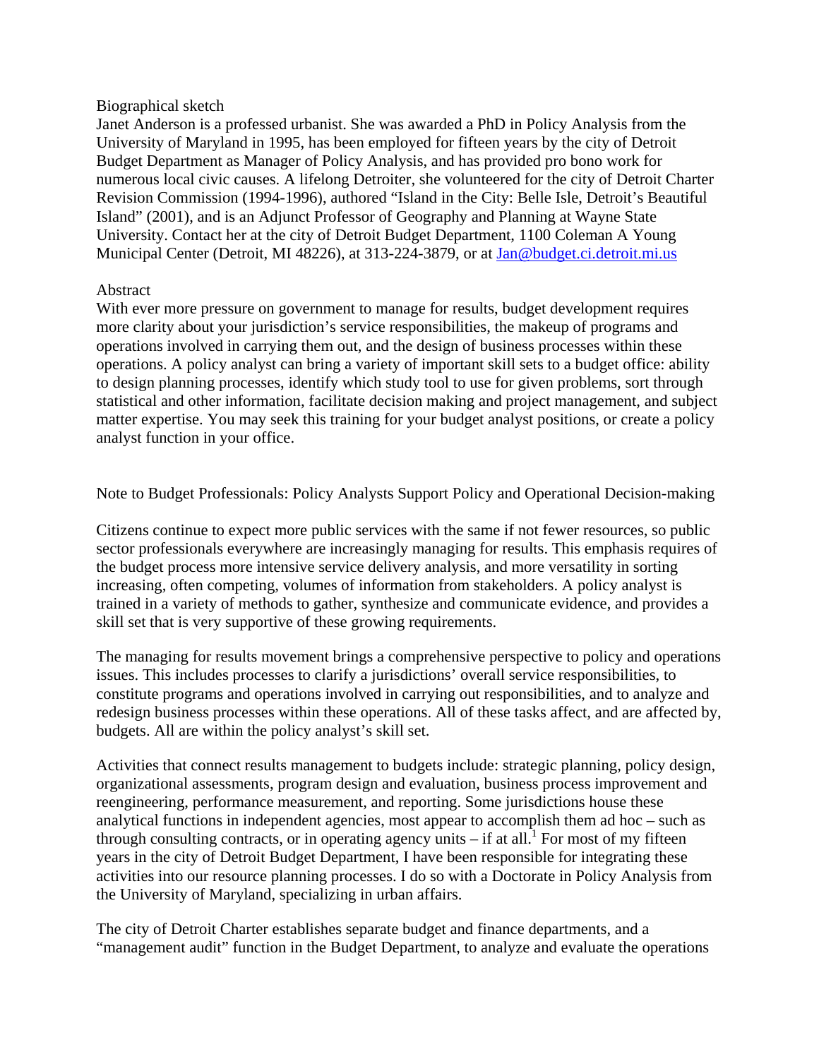Biographical sketch

Janet Anderson is a professed urbanist. She was awarded a PhD in Policy Analysis from the University of Maryland in 1995, has been employed for fifteen years by the city of Detroit Budget Department as Manager of Policy Analysis, and has provided pro bono work for numerous local civic causes. A lifelong Detroiter, she volunteered for the city of Detroit Charter Revision Commission (1994-1996), authored "Island in the City: Belle Isle, Detroit's Beautiful Island" (2001), and is an Adjunct Professor of Geography and Planning at Wayne State University. Contact her at the city of Detroit Budget Department, 1100 Coleman A Young Municipal Center (Detroit, MI 48226), at 313-224-3879, or at Jan@budget.ci.detroit.mi.us

Abstract

With ever more pressure on government to manage for results, budget development requires more clarity about your jurisdiction's service responsibilities, the makeup of programs and operations involved in carrying them out, and the design of business processes within these operations. A policy analyst can bring a variety of important skill sets to a budget office: ability to design planning processes, identify which study tool to use for given problems, sort through statistical and other information, facilitate decision making and project management, and subject matter expertise. You may seek this training for your budget analyst positions, or create a policy analyst function in your office.

Note to Budget Professionals: Policy Analysts Support Policy and Operational Decision-making

Citizens continue to expect more public services with the same if not fewer resources, so public sector professionals everywhere are increasingly managing for results. This emphasis requires of the budget process more intensive service delivery analysis, and more versatility in sorting increasing, often competing, volumes of information from stakeholders. A policy analyst is trained in a variety of methods to gather, synthesize and communicate evidence, and provides a skill set that is very supportive of these growing requirements.

The managing for results movement brings a comprehensive perspective to policy and operations issues. This includes processes to clarify a jurisdictions' overall service responsibilities, to constitute programs and operations involved in carrying out responsibilities, and to analyze and redesign business processes within these operations. All of these tasks affect, and are affected by, budgets. All are within the policy analyst's skill set.

Activities that connect results management to budgets include: strategic planning, policy design, organizational assessments, program design and evaluation, business process improvement and reengineering, performance measurement, and reporting. Some jurisdictions house these analytical functions in independent agencies, most appear to accomplish them ad hoc – such as through consulting contracts, or in operating agency units – if at all.[1] For most of my fifteen years in the city of Detroit Budget Department, I have been responsible for integrating these activities into our resource planning processes. I do so with a Doctorate in Policy Analysis from the University of Maryland, specializing in urban affairs.

The city of Detroit Charter establishes separate budget and finance departments, and a "management audit" function in the Budget Department, to analyze and evaluate the operations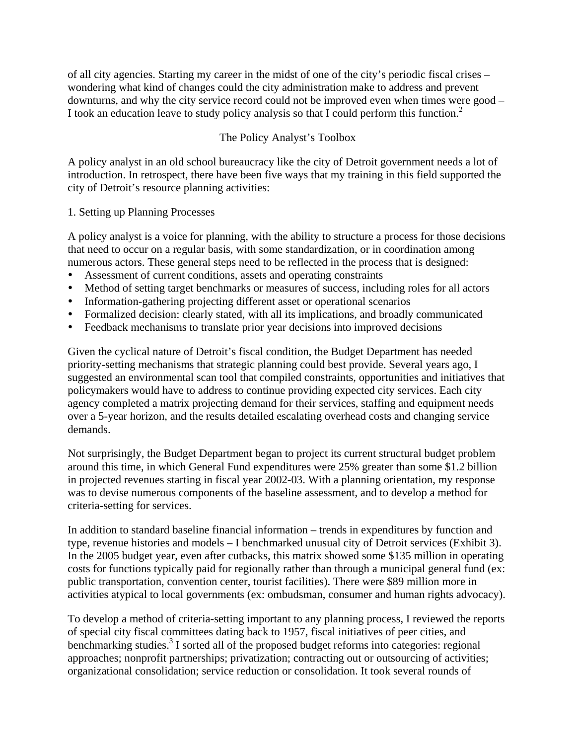of all city agencies. Starting my career in the midst of one of the city's periodic fiscal crises – wondering what kind of changes could the city administration make to address and prevent downturns, and why the city service record could not be improved even when times were good – I took an education leave to study policy analysis so that I could perform this function.[2]

## The Policy Analyst's Toolbox

A policy analyst in an old school bureaucracy like the city of Detroit government needs a lot of introduction. In retrospect, there have been five ways that my training in this field supported the city of Detroit's resource planning activities:

### 1. Setting up Planning Processes

A policy analyst is a voice for planning, with the ability to structure a process for those decisions that need to occur on a regular basis, with some standardization, or in coordination among numerous actors. These general steps need to be reflected in the process that is designed:

- Assessment of current conditions, assets and operating constraints
- Method of setting target benchmarks or measures of success, including roles for all actors
- Information-gathering projecting different asset or operational scenarios
- Formalized decision: clearly stated, with all its implications, and broadly communicated
- Feedback mechanisms to translate prior year decisions into improved decisions

Given the cyclical nature of Detroit's fiscal condition, the Budget Department has needed priority-setting mechanisms that strategic planning could best provide. Several years ago, I suggested an environmental scan tool that compiled constraints, opportunities and initiatives that policymakers would have to address to continue providing expected city services. Each city agency completed a matrix projecting demand for their services, staffing and equipment needs over a 5-year horizon, and the results detailed escalating overhead costs and changing service demands.

Not surprisingly, the Budget Department began to project its current structural budget problem around this time, in which General Fund expenditures were 25% greater than some $1.2 billion in projected revenues starting in fiscal year 2002-03. With a planning orientation, my response was to devise numerous components of the baseline assessment, and to develop a method for criteria-setting for services.

In addition to standard baseline financial information – trends in expenditures by function and type, revenue histories and models – I benchmarked unusual city of Detroit services (Exhibit 3). In the 2005 budget year, even after cutbacks, this matrix showed some $135 million in operating costs for functions typically paid for regionally rather than through a municipal general fund (ex: public transportation, convention center, tourist facilities). There were $89 million more in activities atypical to local governments (ex: ombudsman, consumer and human rights advocacy).

To develop a method of criteria-setting important to any planning process, I reviewed the reports of special city fiscal committees dating back to 1957, fiscal initiatives of peer cities, and benchmarking studies.[3] I sorted all of the proposed budget reforms into categories: regional approaches; nonprofit partnerships; privatization; contracting out or outsourcing of activities; organizational consolidation; service reduction or consolidation. It took several rounds of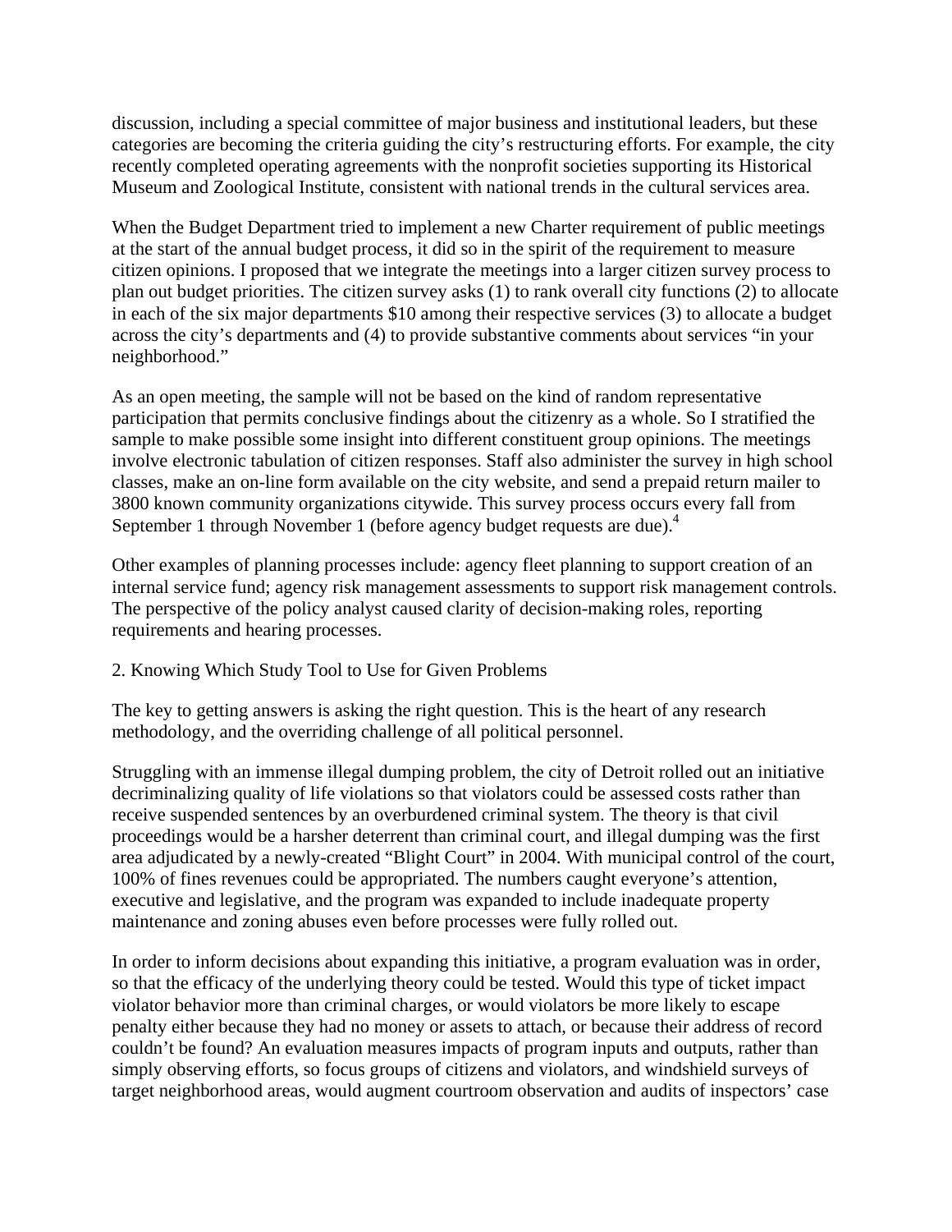discussion, including a special committee of major business and institutional leaders, but these categories are becoming the criteria guiding the city's restructuring efforts. For example, the city recently completed operating agreements with the nonprofit societies supporting its Historical Museum and Zoological Institute, consistent with national trends in the cultural services area.

When the Budget Department tried to implement a new Charter requirement of public meetings at the start of the annual budget process, it did so in the spirit of the requirement to measure citizen opinions. I proposed that we integrate the meetings into a larger citizen survey process to plan out budget priorities. The citizen survey asks (1) to rank overall city functions (2) to allocate in each of the six major departments $10 among their respective services (3) to allocate a budget across the city's departments and (4) to provide substantive comments about services "in your neighborhood."

As an open meeting, the sample will not be based on the kind of random representative participation that permits conclusive findings about the citizenry as a whole. So I stratified the sample to make possible some insight into different constituent group opinions. The meetings involve electronic tabulation of citizen responses. Staff also administer the survey in high school classes, make an on-line form available on the city website, and send a prepaid return mailer to 3800 known community organizations citywide. This survey process occurs every fall from September 1 through November 1 (before agency budget requests are due).[4]

Other examples of planning processes include: agency fleet planning to support creation of an internal service fund; agency risk management assessments to support risk management controls. The perspective of the policy analyst caused clarity of decision-making roles, reporting requirements and hearing processes.

2. Knowing Which Study Tool to Use for Given Problems

The key to getting answers is asking the right question. This is the heart of any research methodology, and the overriding challenge of all political personnel.

Struggling with an immense illegal dumping problem, the city of Detroit rolled out an initiative decriminalizing quality of life violations so that violators could be assessed costs rather than receive suspended sentences by an overburdened criminal system. The theory is that civil proceedings would be a harsher deterrent than criminal court, and illegal dumping was the first area adjudicated by a newly-created "Blight Court" in 2004. With municipal control of the court, 100% of fines revenues could be appropriated. The numbers caught everyone's attention, executive and legislative, and the program was expanded to include inadequate property maintenance and zoning abuses even before processes were fully rolled out.

In order to inform decisions about expanding this initiative, a program evaluation was in order, so that the efficacy of the underlying theory could be tested. Would this type of ticket impact violator behavior more than criminal charges, or would violators be more likely to escape penalty either because they had no money or assets to attach, or because their address of record couldn't be found? An evaluation measures impacts of program inputs and outputs, rather than simply observing efforts, so focus groups of citizens and violators, and windshield surveys of target neighborhood areas, would augment courtroom observation and audits of inspectors' case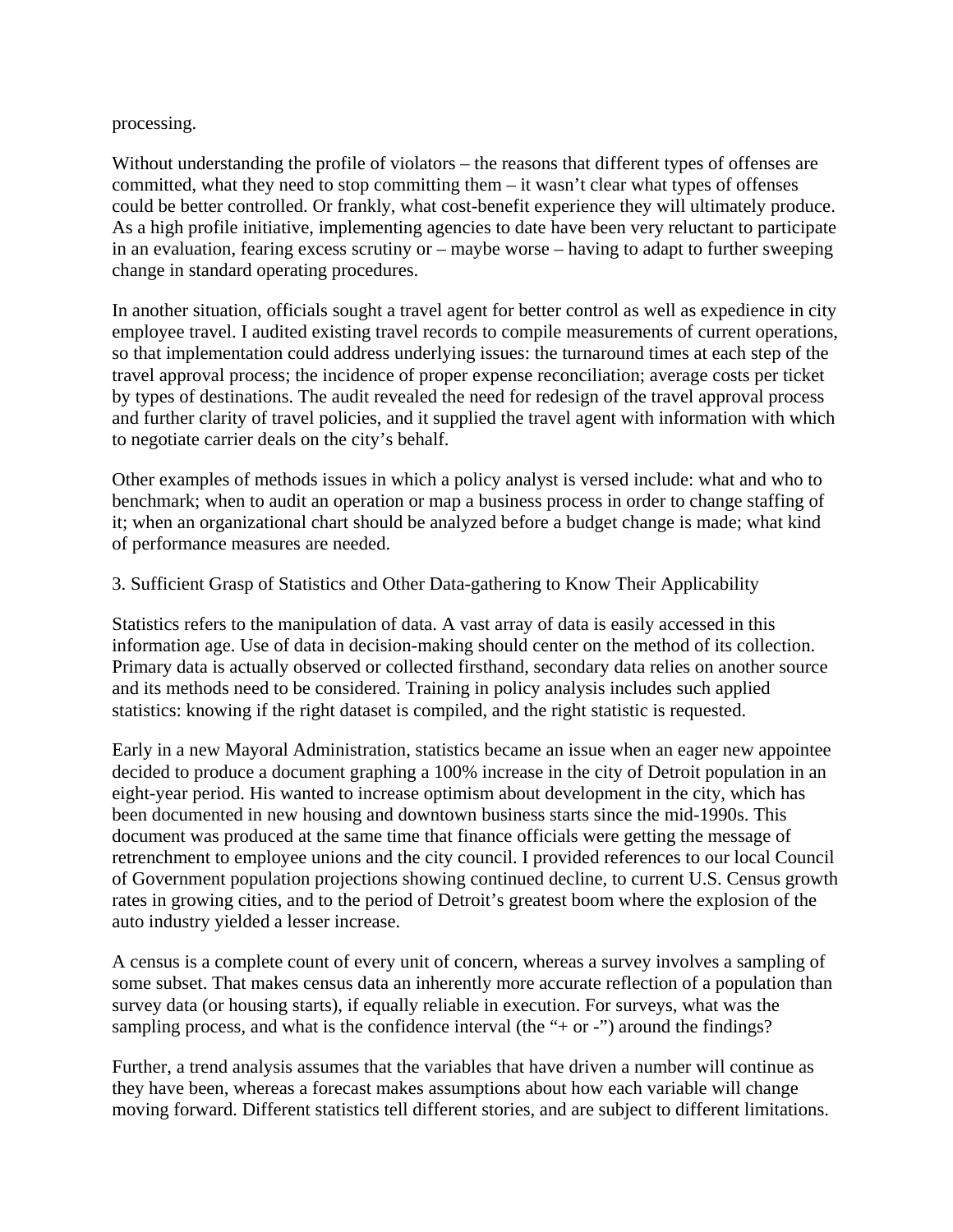processing.

Without understanding the profile of violators – the reasons that different types of offenses are committed, what they need to stop committing them – it wasn't clear what types of offenses could be better controlled. Or frankly, what cost-benefit experience they will ultimately produce. As a high profile initiative, implementing agencies to date have been very reluctant to participate in an evaluation, fearing excess scrutiny or – maybe worse – having to adapt to further sweeping change in standard operating procedures.

In another situation, officials sought a travel agent for better control as well as expedience in city employee travel. I audited existing travel records to compile measurements of current operations, so that implementation could address underlying issues: the turnaround times at each step of the travel approval process; the incidence of proper expense reconciliation; average costs per ticket by types of destinations. The audit revealed the need for redesign of the travel approval process and further clarity of travel policies, and it supplied the travel agent with information with which to negotiate carrier deals on the city's behalf.

Other examples of methods issues in which a policy analyst is versed include: what and who to benchmark; when to audit an operation or map a business process in order to change staffing of it; when an organizational chart should be analyzed before a budget change is made; what kind of performance measures are needed.

3. Sufficient Grasp of Statistics and Other Data-gathering to Know Their Applicability

Statistics refers to the manipulation of data. A vast array of data is easily accessed in this information age. Use of data in decision-making should center on the method of its collection. Primary data is actually observed or collected firsthand, secondary data relies on another source and its methods need to be considered. Training in policy analysis includes such applied statistics: knowing if the right dataset is compiled, and the right statistic is requested.

Early in a new Mayoral Administration, statistics became an issue when an eager new appointee decided to produce a document graphing a 100% increase in the city of Detroit population in an eight-year period. His wanted to increase optimism about development in the city, which has been documented in new housing and downtown business starts since the mid-1990s. This document was produced at the same time that finance officials were getting the message of retrenchment to employee unions and the city council. I provided references to our local Council of Government population projections showing continued decline, to current U.S. Census growth rates in growing cities, and to the period of Detroit's greatest boom where the explosion of the auto industry yielded a lesser increase.

A census is a complete count of every unit of concern, whereas a survey involves a sampling of some subset. That makes census data an inherently more accurate reflection of a population than survey data (or housing starts), if equally reliable in execution. For surveys, what was the sampling process, and what is the confidence interval (the "+ or -") around the findings?

Further, a trend analysis assumes that the variables that have driven a number will continue as they have been, whereas a forecast makes assumptions about how each variable will change moving forward. Different statistics tell different stories, and are subject to different limitations.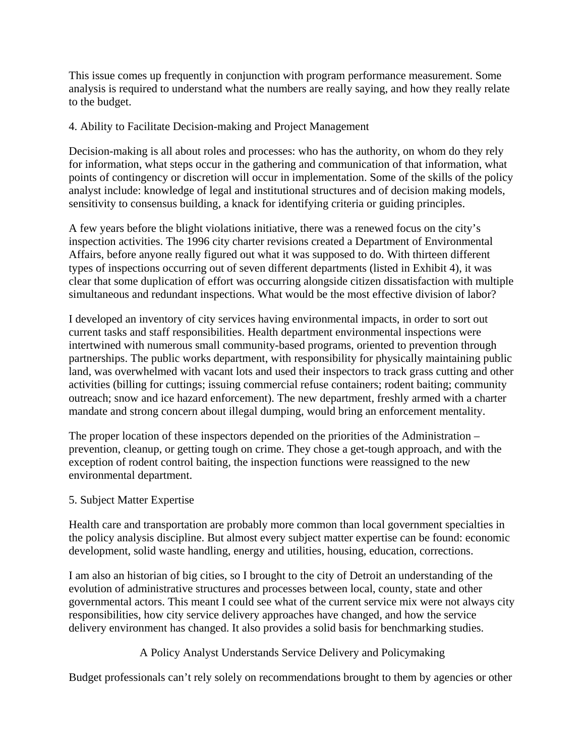This issue comes up frequently in conjunction with program performance measurement. Some analysis is required to understand what the numbers are really saying, and how they really relate to the budget.

4. Ability to Facilitate Decision-making and Project Management

Decision-making is all about roles and processes: who has the authority, on whom do they rely for information, what steps occur in the gathering and communication of that information, what points of contingency or discretion will occur in implementation. Some of the skills of the policy analyst include: knowledge of legal and institutional structures and of decision making models, sensitivity to consensus building, a knack for identifying criteria or guiding principles.

A few years before the blight violations initiative, there was a renewed focus on the city's inspection activities. The 1996 city charter revisions created a Department of Environmental Affairs, before anyone really figured out what it was supposed to do. With thirteen different types of inspections occurring out of seven different departments (listed in Exhibit 4), it was clear that some duplication of effort was occurring alongside citizen dissatisfaction with multiple simultaneous and redundant inspections. What would be the most effective division of labor?

I developed an inventory of city services having environmental impacts, in order to sort out current tasks and staff responsibilities. Health department environmental inspections were intertwined with numerous small community-based programs, oriented to prevention through partnerships. The public works department, with responsibility for physically maintaining public land, was overwhelmed with vacant lots and used their inspectors to track grass cutting and other activities (billing for cuttings; issuing commercial refuse containers; rodent baiting; community outreach; snow and ice hazard enforcement). The new department, freshly armed with a charter mandate and strong concern about illegal dumping, would bring an enforcement mentality.

The proper location of these inspectors depended on the priorities of the Administration – prevention, cleanup, or getting tough on crime. They chose a get-tough approach, and with the exception of rodent control baiting, the inspection functions were reassigned to the new environmental department.

5. Subject Matter Expertise

Health care and transportation are probably more common than local government specialties in the policy analysis discipline. But almost every subject matter expertise can be found: economic development, solid waste handling, energy and utilities, housing, education, corrections.

I am also an historian of big cities, so I brought to the city of Detroit an understanding of the evolution of administrative structures and processes between local, county, state and other governmental actors. This meant I could see what of the current service mix were not always city responsibilities, how city service delivery approaches have changed, and how the service delivery environment has changed. It also provides a solid basis for benchmarking studies.

## A Policy Analyst Understands Service Delivery and Policymaking

Budget professionals can't rely solely on recommendations brought to them by agencies or other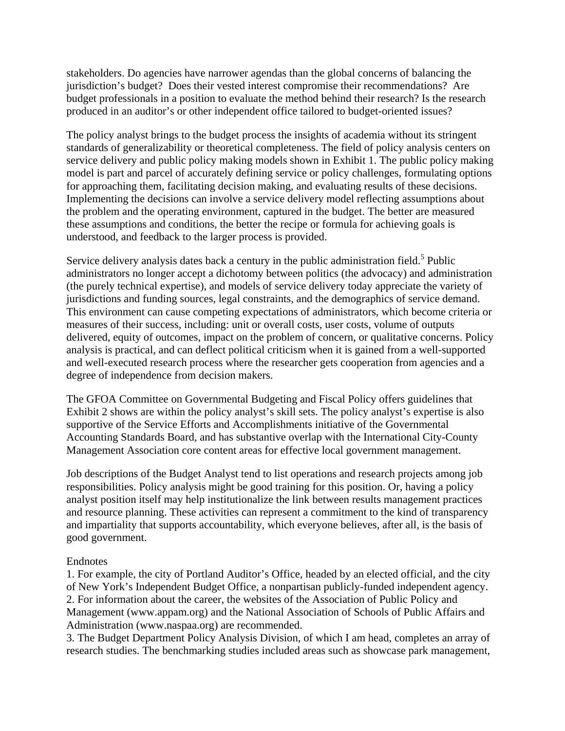stakeholders. Do agencies have narrower agendas than the global concerns of balancing the jurisdiction's budget? Does their vested interest compromise their recommendations? Are budget professionals in a position to evaluate the method behind their research? Is the research produced in an auditor's or other independent office tailored to budget-oriented issues?

The policy analyst brings to the budget process the insights of academia without its stringent standards of generalizability or theoretical completeness. The field of policy analysis centers on service delivery and public policy making models shown in Exhibit 1. The public policy making model is part and parcel of accurately defining service or policy challenges, formulating options for approaching them, facilitating decision making, and evaluating results of these decisions. Implementing the decisions can involve a service delivery model reflecting assumptions about the problem and the operating environment, captured in the budget. The better are measured these assumptions and conditions, the better the recipe or formula for achieving goals is understood, and feedback to the larger process is provided.

Service delivery analysis dates back a century in the public administration field.[5] Public administrators no longer accept a dichotomy between politics (the advocacy) and administration (the purely technical expertise), and models of service delivery today appreciate the variety of jurisdictions and funding sources, legal constraints, and the demographics of service demand. This environment can cause competing expectations of administrators, which become criteria or measures of their success, including: unit or overall costs, user costs, volume of outputs delivered, equity of outcomes, impact on the problem of concern, or qualitative concerns. Policy analysis is practical, and can deflect political criticism when it is gained from a well-supported and well-executed research process where the researcher gets cooperation from agencies and a degree of independence from decision makers.

The GFOA Committee on Governmental Budgeting and Fiscal Policy offers guidelines that Exhibit 2 shows are within the policy analyst's skill sets. The policy analyst's expertise is also supportive of the Service Efforts and Accomplishments initiative of the Governmental Accounting Standards Board, and has substantive overlap with the International City-County Management Association core content areas for effective local government management.

Job descriptions of the Budget Analyst tend to list operations and research projects among job responsibilities. Policy analysis might be good training for this position. Or, having a policy analyst position itself may help institutionalize the link between results management practices and resource planning. These activities can represent a commitment to the kind of transparency and impartiality that supports accountability, which everyone believes, after all, is the basis of good government.

Endnotes

1. For example, the city of Portland Auditor's Office, headed by an elected official, and the city of New York's Independent Budget Office, a nonpartisan publicly-funded independent agency.
2. For information about the career, the websites of the Association of Public Policy and Management (www.appam.org) and the National Association of Schools of Public Affairs and Administration (www.naspaa.org) are recommended.
3. The Budget Department Policy Analysis Division, of which I am head, completes an array of research studies. The benchmarking studies included areas such as showcase park management,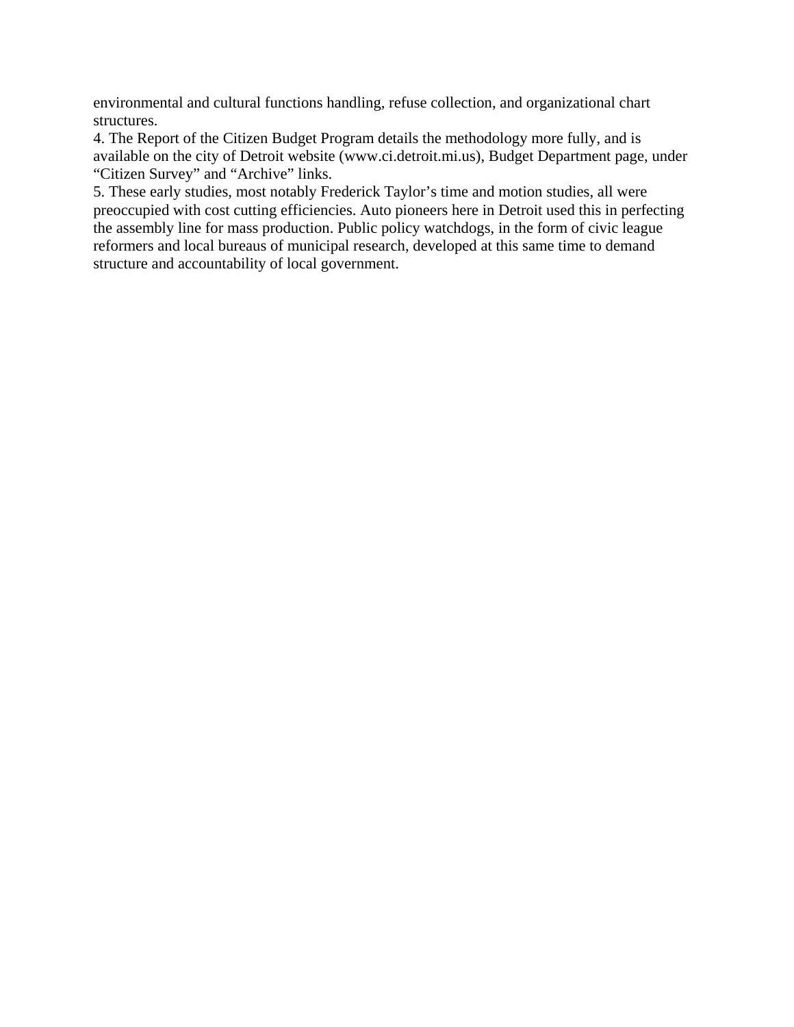environmental and cultural functions handling, refuse collection, and organizational chart structures.

4. The Report of the Citizen Budget Program details the methodology more fully, and is available on the city of Detroit website (www.ci.detroit.mi.us), Budget Department page, under “Citizen Survey” and “Archive” links.

5. These early studies, most notably Frederick Taylor’s time and motion studies, all were preoccupied with cost cutting efficiencies. Auto pioneers here in Detroit used this in perfecting the assembly line for mass production. Public policy watchdogs, in the form of civic league reformers and local bureaus of municipal research, developed at this same time to demand structure and accountability of local government.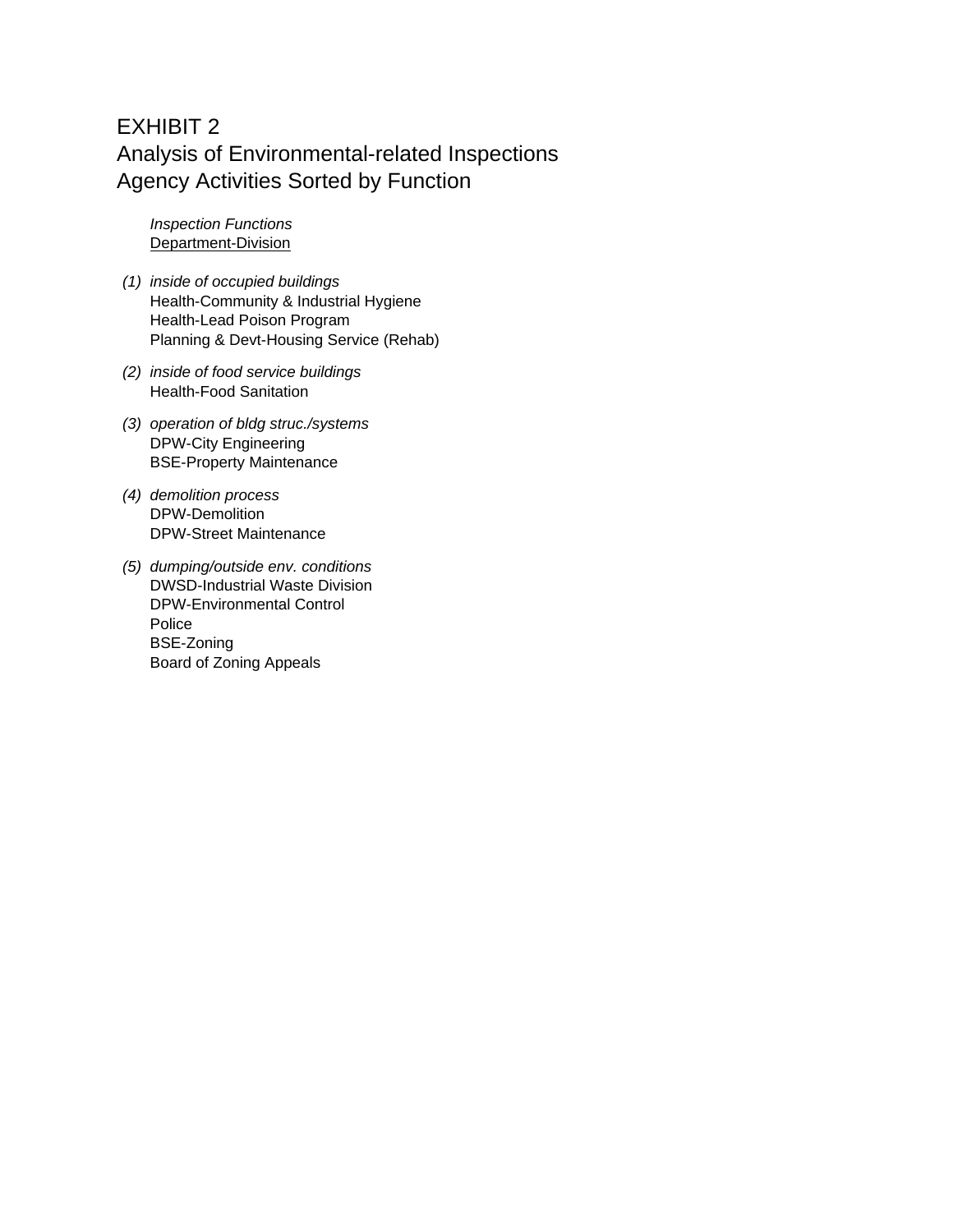# EXHIBIT 2

## Analysis of Environmental-related Inspections
## Agency Activities Sorted by Function

*Inspection Functions*
<u>Department-Division</u>

*(1) inside of occupied buildings*
Health-Community & Industrial Hygiene
Health-Lead Poison Program
Planning & Devt-Housing Service (Rehab)

*(2) inside of food service buildings*
Health-Food Sanitation

*(3) operation of bldg struc./systems*
DPW-City Engineering
BSE-Property Maintenance

*(4) demolition process*
DPW-Demolition
DPW-Street Maintenance

*(5) dumping/outside env. conditions*
DWSD-Industrial Waste Division
DPW-Environmental Control
Police
BSE-Zoning
Board of Zoning Appeals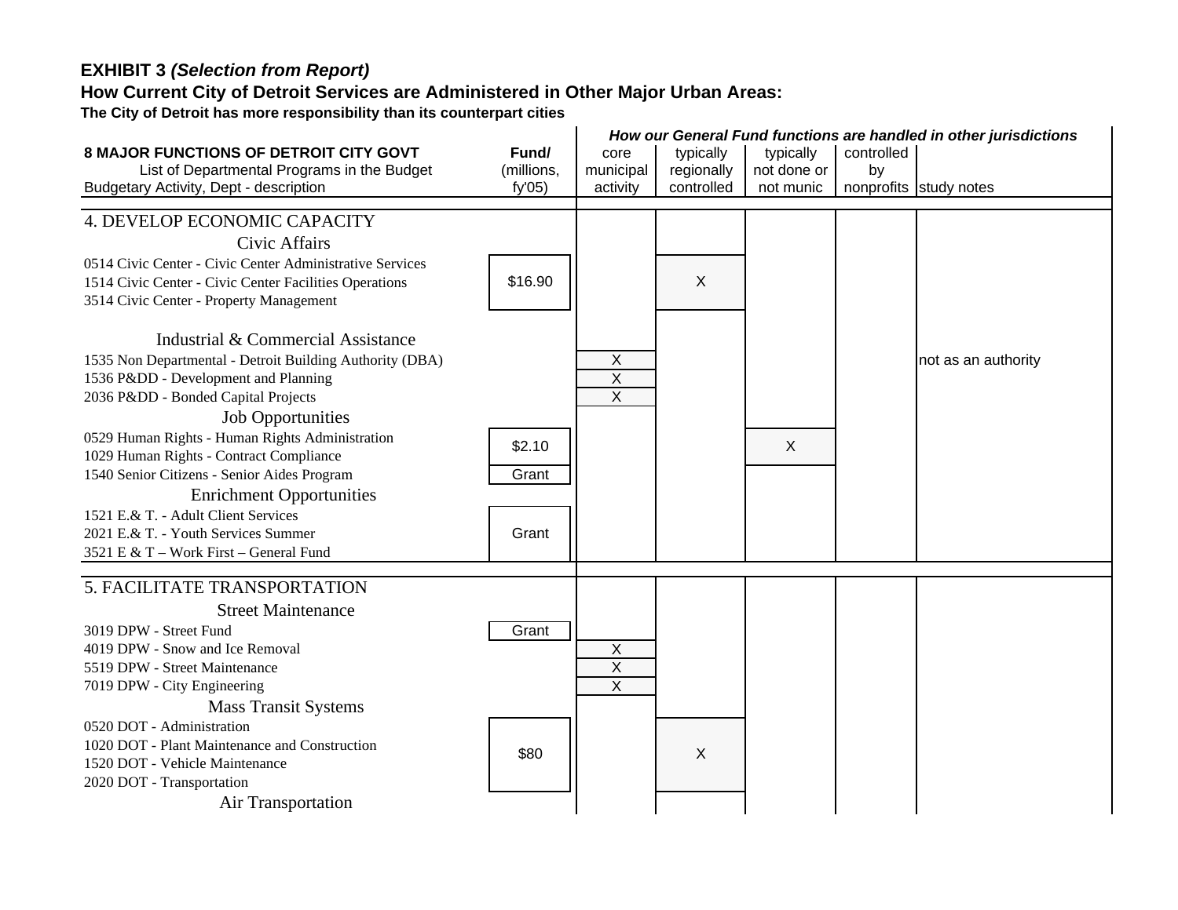**EXHIBIT 3** ***(Selection from Report)***

**How Current City of Detroit Services are Administered in Other Major Urban Areas:**

**The City of Detroit has more responsibility than its counterpart cities**

| | | *How our General Fund functions are handled in other jurisdictions* | | | | |
|---|---|---|---|---|---|---|
| **8 MAJOR FUNCTIONS OF DETROIT CITY GOVT** List of Departmental Programs in the Budget Budgetary Activity, Dept - description | **Fund/** (millions, fy'05) | core municipal activity | typically regionally controlled | typically not done or not munic | controlled by nonprofits | study notes |
| 4. DEVELOP ECONOMIC CAPACITY | | | | | | |
| Civic Affairs | | | | | | |
| 0514 Civic Center - Civic Center Administrative Services<br>1514 Civic Center - Civic Center Facilities Operations<br>3514 Civic Center - Property Management | $16.90 | | X | | | |
| Industrial & Commercial Assistance | | | | | | |
| 1535 Non Departmental - Detroit Building Authority (DBA) | | X | | | | not as an authority |
| 1536 P&DD - Development and Planning | | X | | | | |
| 2036 P&DD - Bonded Capital Projects | | X | | | | |
| Job Opportunities | | | | | | |
| 0529 Human Rights - Human Rights Administration<br>1029 Human Rights - Contract Compliance | $2.10 | | | X | | |
| 1540 Senior Citizens - Senior Aides Program | Grant | | | | | |
| Enrichment Opportunities | | | | | | |
| 1521 E.& T. - Adult Client Services<br>2021 E.& T. - Youth Services Summer<br>3521 E & T – Work First – General Fund | Grant | | | | | |
| 5. FACILITATE TRANSPORTATION | | | | | | |
| Street Maintenance | | | | | | |
| 3019 DPW - Street Fund | Grant | | | | | |
| 4019 DPW - Snow and Ice Removal | | X | | | | |
| 5519 DPW - Street Maintenance | | X | | | | |
| 7019 DPW - City Engineering | | X | | | | |
| Mass Transit Systems | | | | | | |
| 0520 DOT - Administration<br>1020 DOT - Plant Maintenance and Construction<br>1520 DOT - Vehicle Maintenance<br>2020 DOT - Transportation | $80 | | X | | | |
| Air Transportation | | | | | | |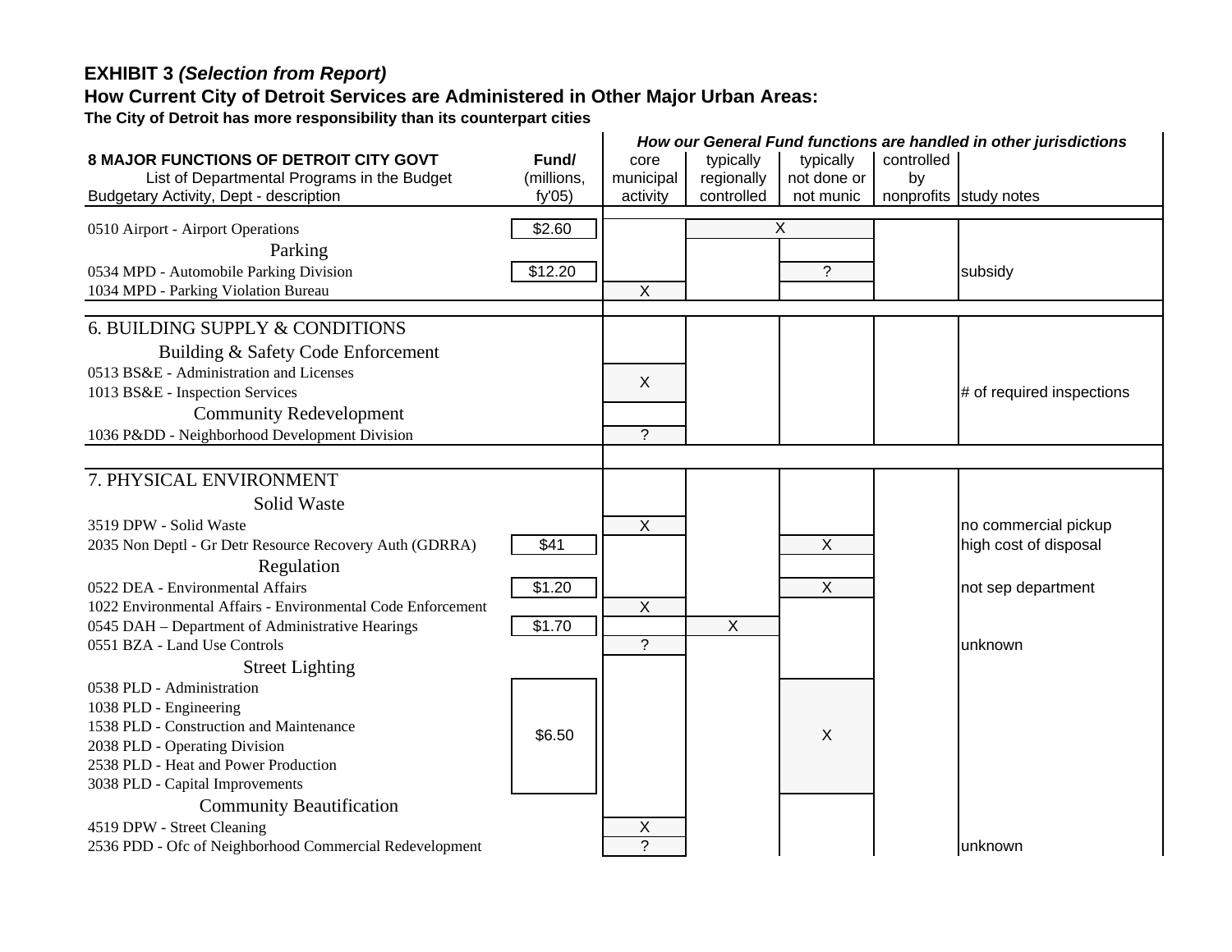**EXHIBIT 3** ***(Selection from Report)***

**How Current City of Detroit Services are Administered in Other Major Urban Areas:**

**The City of Detroit has more responsibility than its counterpart cities**

| **8 MAJOR FUNCTIONS OF DETROIT CITY GOVT**<br>List of Departmental Programs in the Budget<br>Budgetary Activity, Dept - description | **Fund/**<br>(millions, fy'05) | *How our General Fund functions are handled in other jurisdictions*<br>core municipal activity | typically regionally controlled | typically not done or not munic | controlled by nonprofits | study notes |
|---|---|---|---|---|---|---|
| 0510 Airport - Airport Operations | $2.60 | | X | | | |
| Parking | | | | | | |
| 0534 MPD - Automobile Parking Division | $12.20 | | | ? | | subsidy |
| 1034 MPD - Parking Violation Bureau | | X | | | | |
| 6. BUILDING SUPPLY & CONDITIONS | | | | | | |
| Building & Safety Code Enforcement | | | | | | |
| 0513 BS&E - Administration and Licenses | | X | | | | |
| 1013 BS&E - Inspection Services | | | | | | # of required inspections |
| Community Redevelopment | | | | | | |
| 1036 P&DD - Neighborhood Development Division | | ? | | | | |
| 7. PHYSICAL ENVIRONMENT | | | | | | |
| Solid Waste | | | | | | |
| 3519 DPW - Solid Waste | | X | | | | no commercial pickup |
| 2035 Non Deptl - Gr Detr Resource Recovery Auth (GDRRA) | $41 | | | X | | high cost of disposal |
| Regulation | | | | | | |
| 0522 DEA - Environmental Affairs | $1.20 | | | X | | not sep department |
| 1022 Environmental Affairs - Environmental Code Enforcement | | X | | | | |
| 0545 DAH – Department of Administrative Hearings | $1.70 | | X | | | |
| 0551 BZA - Land Use Controls | | ? | | | | unknown |
| Street Lighting | | | | | | |
| 0538 PLD - Administration | $6.50 | | | X | | |
| 1038 PLD - Engineering | | | | | | |
| 1538 PLD - Construction and Maintenance | | | | | | |
| 2038 PLD - Operating Division | | | | | | |
| 2538 PLD - Heat and Power Production | | | | | | |
| 3038 PLD - Capital Improvements | | | | | | |
| Community Beautification | | | | | | |
| 4519 DPW - Street Cleaning | | X | | | | |
| 2536 PDD - Ofc of Neighborhood Commercial Redevelopment | | ? | | | | unknown |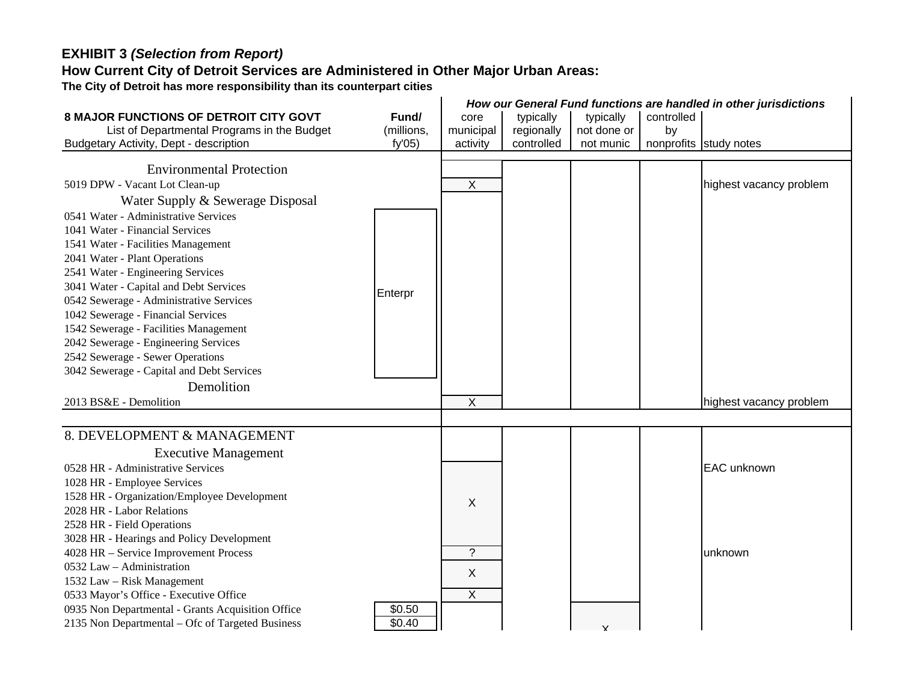**EXHIBIT 3 *(Selection from Report)***

**How Current City of Detroit Services are Administered in Other Major Urban Areas:**

**The City of Detroit has more responsibility than its counterpart cities**

| **8 MAJOR FUNCTIONS OF DETROIT CITY GOVT** List of Departmental Programs in the Budget Budgetary Activity, Dept - description | **Fund/** (millions, fy'05) | *How our General Fund functions are handled in other jurisdictions* core municipal activity | typically regionally controlled | typically not done or not munic | controlled by nonprofits | study notes |
|---|---|---|---|---|---|---|
| Environmental Protection | | | | | | |
| 5019 DPW - Vacant Lot Clean-up | | X | | | | highest vacancy problem |
| Water Supply & Sewerage Disposal | | | | | | |
| 0541 Water - Administrative Services | Enterpr | | | | | |
| 1041 Water - Financial Services | | | | | | |
| 1541 Water - Facilities Management | | | | | | |
| 2041 Water - Plant Operations | | | | | | |
| 2541 Water - Engineering Services | | | | | | |
| 3041 Water - Capital and Debt Services | | | | | | |
| 0542 Sewerage - Administrative Services | | | | | | |
| 1042 Sewerage - Financial Services | | | | | | |
| 1542 Sewerage - Facilities Management | | | | | | |
| 2042 Sewerage - Engineering Services | | | | | | |
| 2542 Sewerage - Sewer Operations | | | | | | |
| 3042 Sewerage - Capital and Debt Services | | | | | | |
| Demolition | | | | | | |
| 2013 BS&E - Demolition | | X | | | | highest vacancy problem |
| 8. DEVELOPMENT & MANAGEMENT | | | | | | |
| Executive Management | | | | | | |
| 0528 HR - Administrative Services | | X | | | | EAC unknown |
| 1028 HR - Employee Services | | | | | | |
| 1528 HR - Organization/Employee Development | | | | | | |
| 2028 HR - Labor Relations | | | | | | |
| 2528 HR - Field Operations | | | | | | |
| 3028 HR - Hearings and Policy Development | | | | | | |
| 4028 HR – Service Improvement Process | | ? | | | | unknown |
| 0532 Law – Administration | | X | | | | |
| 1532 Law – Risk Management | | | | | | |
| 0533 Mayor's Office - Executive Office | | X | | | | |
| 0935 Non Departmental - Grants Acquisition Office | $0.50 | | | X | | |
| 2135 Non Departmental – Ofc of Targeted Business | $0.40 | | | | | |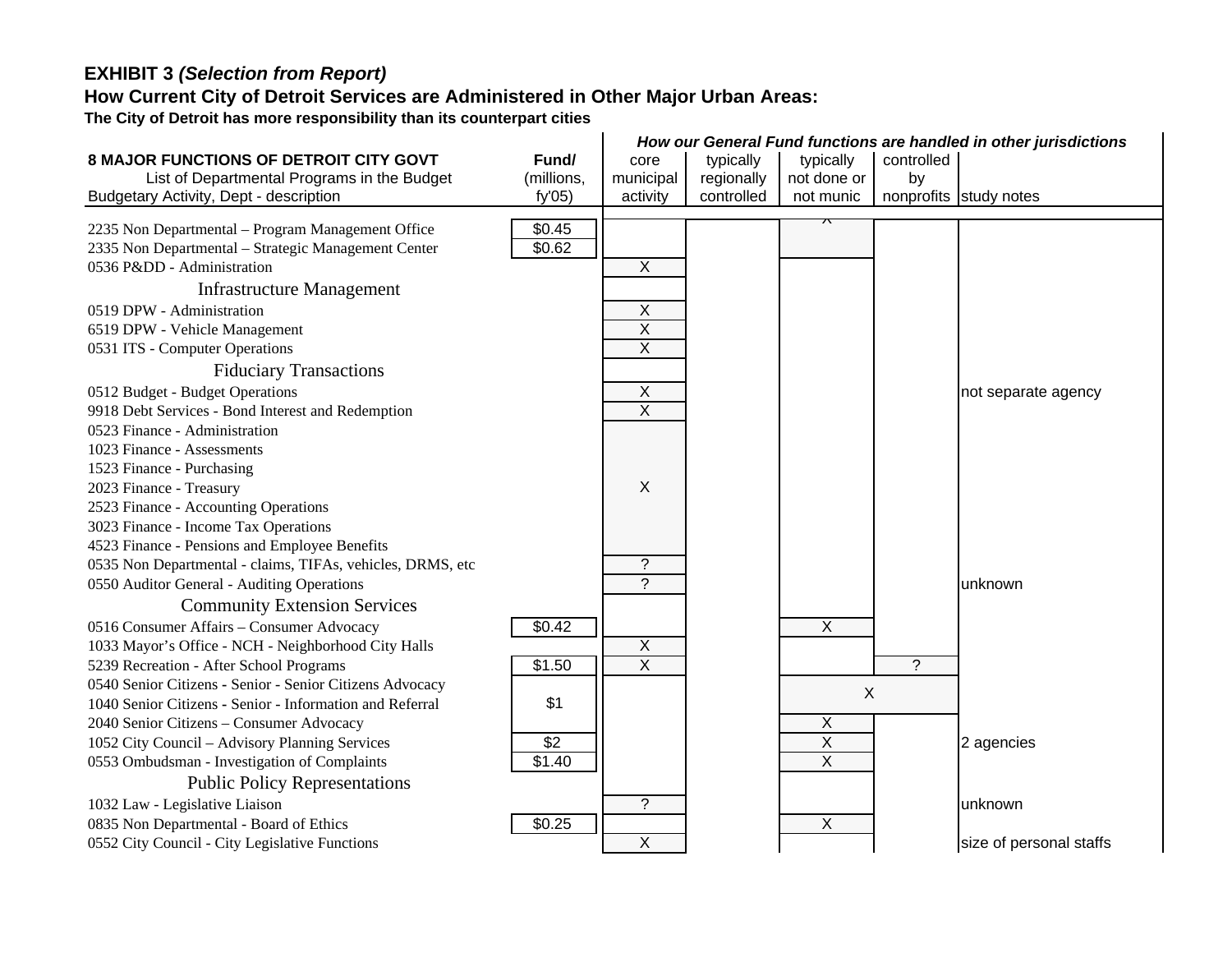**EXHIBIT 3** ***(Selection from Report)***

**How Current City of Detroit Services are Administered in Other Major Urban Areas:**

**The City of Detroit has more responsibility than its counterpart cities**

| 8 MAJOR FUNCTIONS OF DETROIT CITY GOVT<br>List of Departmental Programs in the Budget<br>Budgetary Activity, Dept - description | Fund/ (millions, fy'05) | *How our General Fund functions are handled in other jurisdictions*<br>core municipal activity | typically regionally controlled | typically not done or not munic | controlled by nonprofits | study notes |
|---|---|---|---|---|---|---|
| 2235 Non Departmental – Program Management Office | $0.45 | | | X | | |
| 2335 Non Departmental – Strategic Management Center | $0.62 | | | | | |
| 0536 P&DD - Administration | | X | | | | |
| Infrastructure Management | | | | | | |
| 0519 DPW - Administration | | X | | | | |
| 6519 DPW - Vehicle Management | | X | | | | |
| 0531 ITS - Computer Operations | | X | | | | |
| Fiduciary Transactions | | | | | | |
| 0512 Budget - Budget Operations | | X | | | | not separate agency |
| 9918 Debt Services - Bond Interest and Redemption | | X | | | | |
| 0523 Finance - Administration | | X | | | | |
| 1023 Finance - Assessments | | | | | | |
| 1523 Finance - Purchasing | | | | | | |
| 2023 Finance - Treasury | | | | | | |
| 2523 Finance - Accounting Operations | | | | | | |
| 3023 Finance - Income Tax Operations | | | | | | |
| 4523 Finance - Pensions and Employee Benefits | | | | | | |
| 0535 Non Departmental - claims, TIFAs, vehicles, DRMS, etc | | ? | | | | |
| 0550 Auditor General - Auditing Operations | | ? | | | | unknown |
| Community Extension Services | | | | | | |
| 0516 Consumer Affairs – Consumer Advocacy | $0.42 | | | X | | |
| 1033 Mayor's Office - NCH - Neighborhood City Halls | | X | | | | |
| 5239 Recreation - After School Programs | $1.50 | X | | | ? | |
| 0540 Senior Citizens - Senior - Senior Citizens Advocacy | $1 | | | X | X | |
| 1040 Senior Citizens - Senior - Information and Referral | | | | | | |
| 2040 Senior Citizens – Consumer Advocacy | | | | X | | |
| 1052 City Council – Advisory Planning Services | $2 | | | X | | 2 agencies |
| 0553 Ombudsman - Investigation of Complaints | $1.40 | | | X | | |
| Public Policy Representations | | | | | | |
| 1032 Law - Legislative Liaison | | ? | | | | unknown |
| 0835 Non Departmental - Board of Ethics | $0.25 | | | X | | |
| 0552 City Council - City Legislative Functions | | X | | | | size of personal staffs |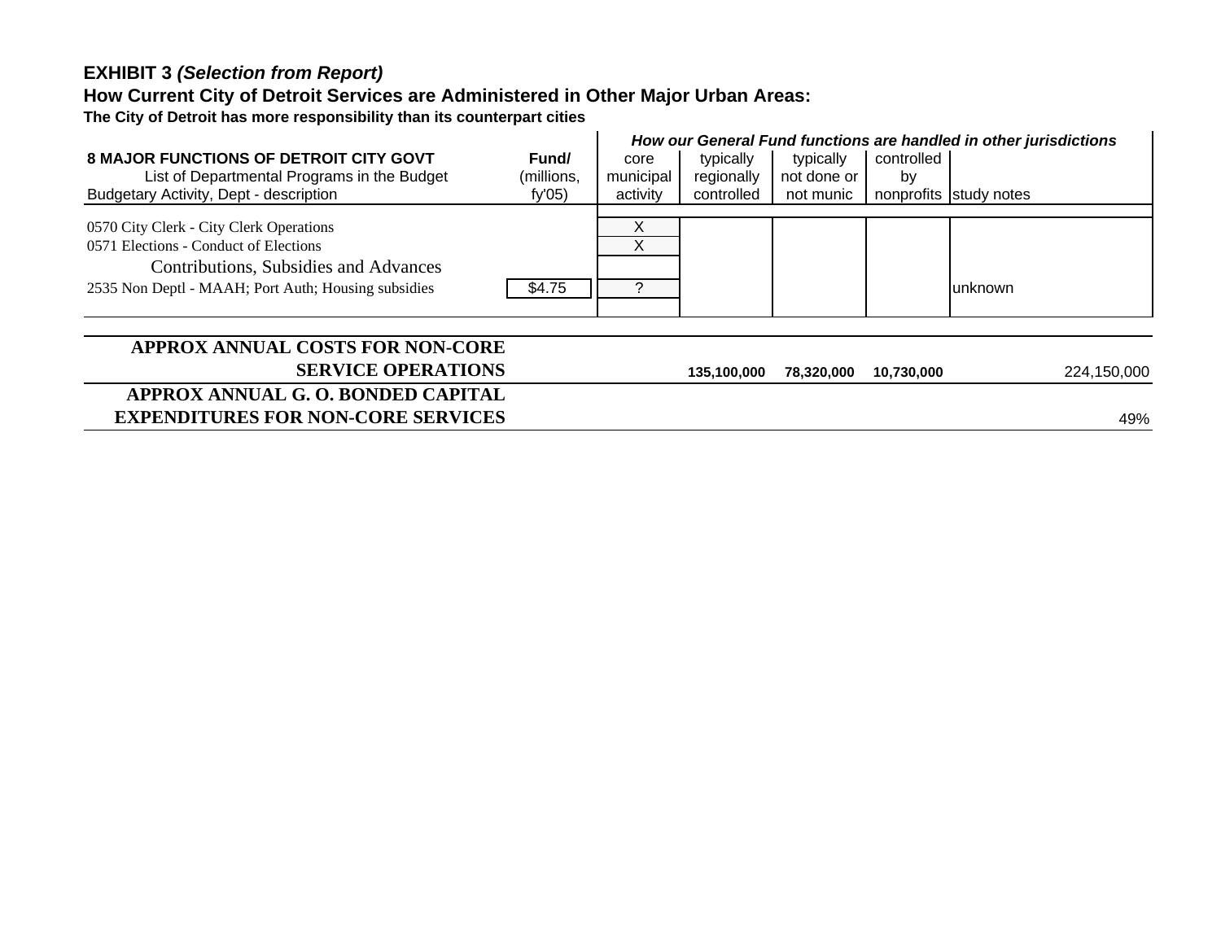**EXHIBIT 3** ***(Selection from Report)***

**How Current City of Detroit Services are Administered in Other Major Urban Areas:**

**The City of Detroit has more responsibility than its counterpart cities**

| 8 MAJOR FUNCTIONS OF DETROIT CITY GOVT<br>List of Departmental Programs in the Budget<br>Budgetary Activity, Dept - description | Fund/ (millions, fy'05) | *How our General Fund functions are handled in other jurisdictions*<br>core municipal activity | typically regionally controlled | typically not done or not munic | controlled by nonprofits | study notes |
|---|---|---|---|---|---|---|
| 0570 City Clerk - City Clerk Operations | | X | | | | |
| 0571 Elections - Conduct of Elections | | X | | | | |
| Contributions, Subsidies and Advances | | | | | | |
| 2535 Non Deptl - MAAH; Port Auth; Housing subsidies | $4.75 | ? | | | | unknown |
| **APPROX ANNUAL COSTS FOR NON-CORE SERVICE OPERATIONS** | | | **135,100,000** | **78,320,000** | **10,730,000** | 224,150,000 |
| **APPROX ANNUAL G. O. BONDED CAPITAL EXPENDITURES FOR NON-CORE SERVICES** | | | | | | 49% |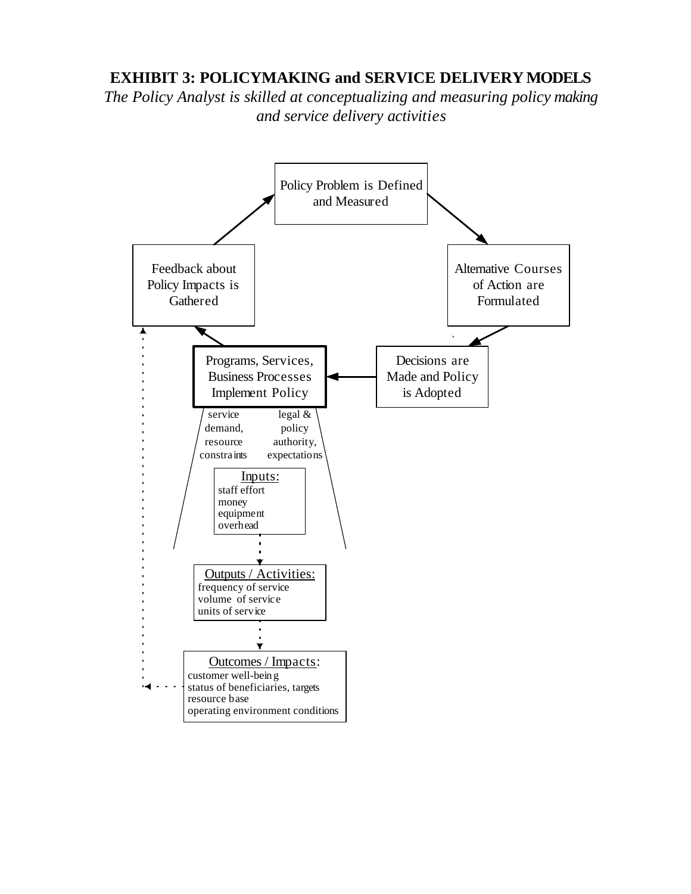## EXHIBIT 3: POLICYMAKING and SERVICE DELIVERY MODELS

*The Policy Analyst is skilled at conceptualizing and measuring policy making and service delivery activities*

Policy Problem is Defined and Measured

Alternative Courses of Action are Formulated

Decisions are Made and Policy is Adopted

Programs, Services, Business Processes Implement Policy

Feedback about Policy Impacts is Gathered

service demand, resource constraints

legal & policy authority, expectations

Inputs:
staff effort
money
equipment
overhead

Outputs / Activities:
frequency of service
volume of service
units of service

Outcomes / Impacts:
customer well-being
status of beneficiaries, targets
resource base
operating environment conditions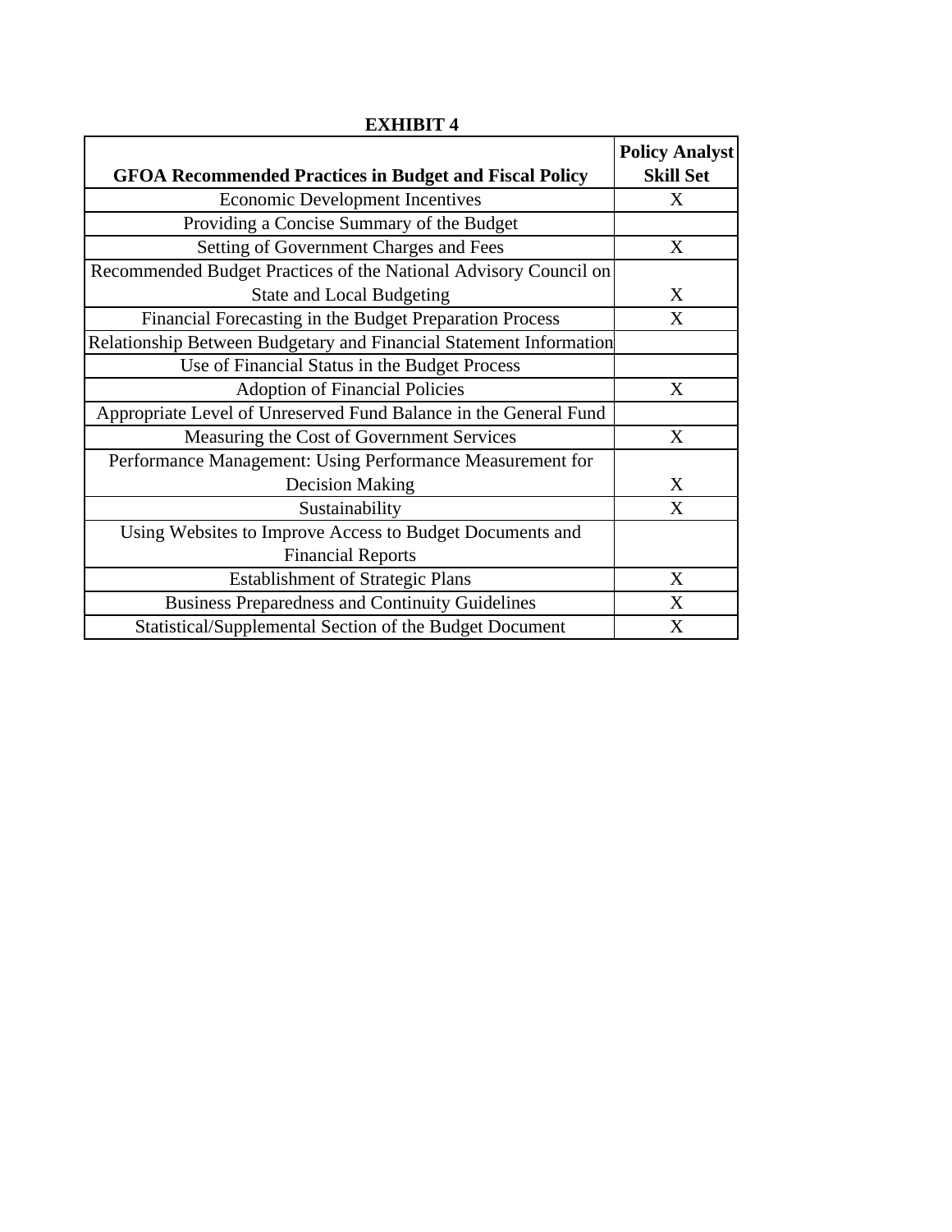**EXHIBIT 4**

| GFOA Recommended Practices in Budget and Fiscal Policy | Policy Analyst Skill Set |
|---|---|
| Economic Development Incentives | X |
| Providing a Concise Summary of the Budget | |
| Setting of Government Charges and Fees | X |
| Recommended Budget Practices of the National Advisory Council on State and Local Budgeting | X |
| Financial Forecasting in the Budget Preparation Process | X |
| Relationship Between Budgetary and Financial Statement Information | |
| Use of Financial Status in the Budget Process | |
| Adoption of Financial Policies | X |
| Appropriate Level of Unreserved Fund Balance in the General Fund | |
| Measuring the Cost of Government Services | X |
| Performance Management: Using Performance Measurement for Decision Making | X |
| Sustainability | X |
| Using Websites to Improve Access to Budget Documents and Financial Reports | |
| Establishment of Strategic Plans | X |
| Business Preparedness and Continuity Guidelines | X |
| Statistical/Supplemental Section of the Budget Document | X |